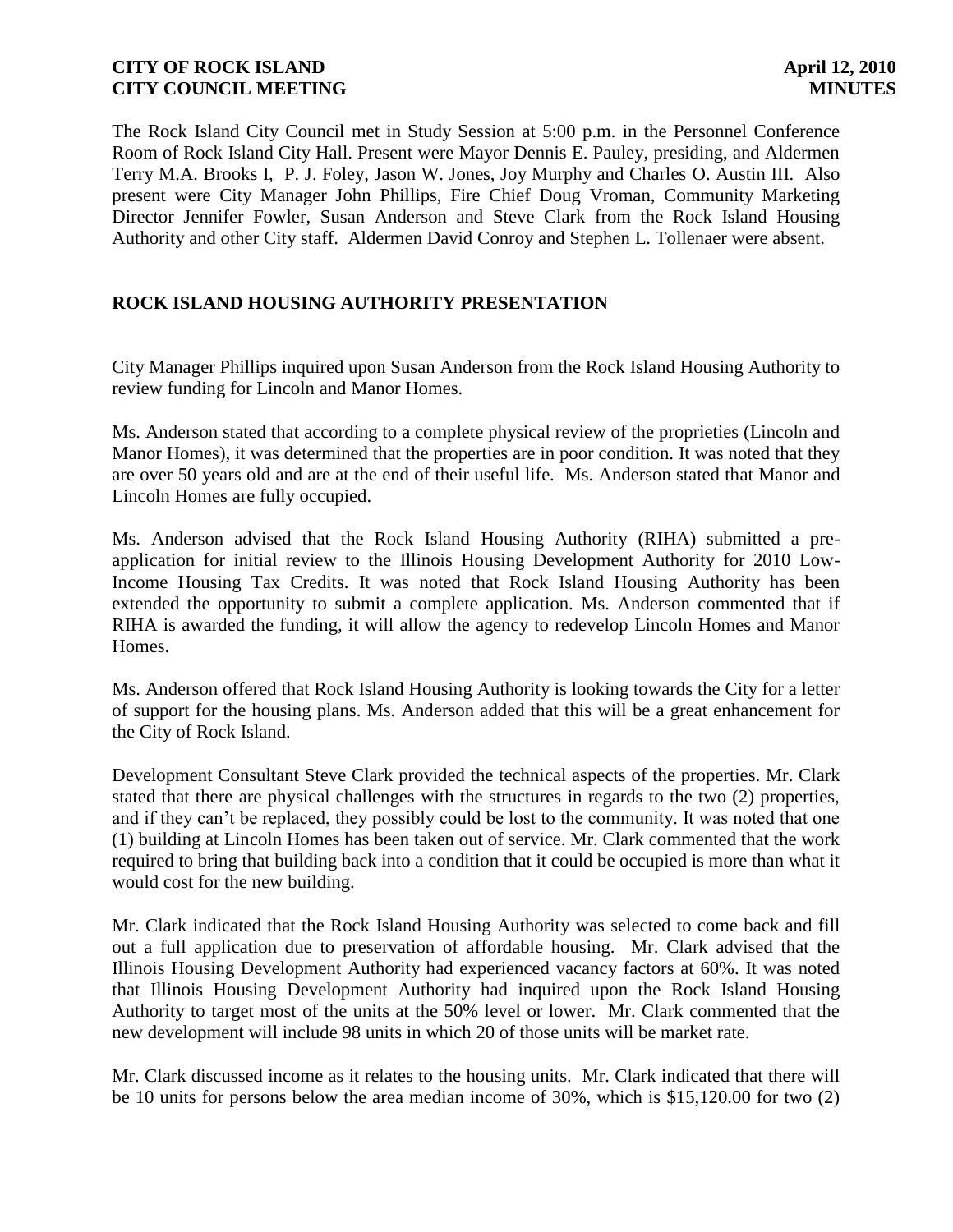The Rock Island City Council met in Study Session at 5:00 p.m. in the Personnel Conference Room of Rock Island City Hall. Present were Mayor Dennis E. Pauley, presiding, and Aldermen Terry M.A. Brooks I, P. J. Foley, Jason W. Jones, Joy Murphy and Charles O. Austin III. Also present were City Manager John Phillips, Fire Chief Doug Vroman, Community Marketing Director Jennifer Fowler, Susan Anderson and Steve Clark from the Rock Island Housing Authority and other City staff. Aldermen David Conroy and Stephen L. Tollenaer were absent.

## ROCK ISLAND HOUSING AUTHORITY PRESENTATION

City Manager Phillips inquired upon Susan Anderson from the Rock Island Housing Authority to review funding for Lincoln and Manor Homes.

Ms. Anderson stated that according to a complete physical review of the proprieties (Lincoln and Manor Homes), it was determined that the properties are in poor condition. It was noted that they are over 50 years old and are at the end of their useful life. Ms. Anderson stated that Manor and Lincoln Homes are fully occupied.

Ms. Anderson advised that the Rock Island Housing Authority (RIHA) submitted a pre-application for initial review to the Illinois Housing Development Authority for 2010 Low-Income Housing Tax Credits. It was noted that Rock Island Housing Authority has been extended the opportunity to submit a complete application. Ms. Anderson commented that if RIHA is awarded the funding, it will allow the agency to redevelop Lincoln Homes and Manor Homes.

Ms. Anderson offered that Rock Island Housing Authority is looking towards the City for a letter of support for the housing plans. Ms. Anderson added that this will be a great enhancement for the City of Rock Island.

Development Consultant Steve Clark provided the technical aspects of the properties. Mr. Clark stated that there are physical challenges with the structures in regards to the two (2) properties, and if they can't be replaced, they possibly could be lost to the community. It was noted that one (1) building at Lincoln Homes has been taken out of service. Mr. Clark commented that the work required to bring that building back into a condition that it could be occupied is more than what it would cost for the new building.

Mr. Clark indicated that the Rock Island Housing Authority was selected to come back and fill out a full application due to preservation of affordable housing. Mr. Clark advised that the Illinois Housing Development Authority had experienced vacancy factors at 60%. It was noted that Illinois Housing Development Authority had inquired upon the Rock Island Housing Authority to target most of the units at the 50% level or lower. Mr. Clark commented that the new development will include 98 units in which 20 of those units will be market rate.

Mr. Clark discussed income as it relates to the housing units. Mr. Clark indicated that there will be 10 units for persons below the area median income of 30%, which is $15,120.00 for two (2)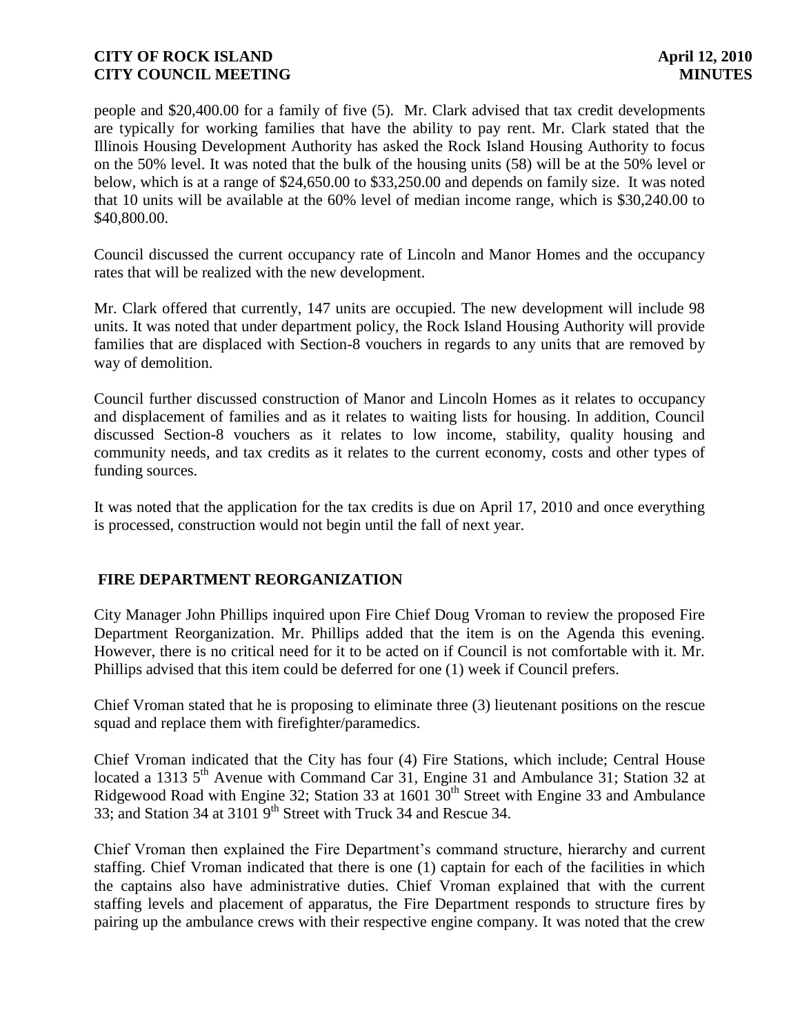people and $20,400.00 for a family of five (5). Mr. Clark advised that tax credit developments are typically for working families that have the ability to pay rent. Mr. Clark stated that the Illinois Housing Development Authority has asked the Rock Island Housing Authority to focus on the 50% level. It was noted that the bulk of the housing units (58) will be at the 50% level or below, which is at a range of $24,650.00 to $33,250.00 and depends on family size. It was noted that 10 units will be available at the 60% level of median income range, which is $30,240.00 to $40,800.00.

Council discussed the current occupancy rate of Lincoln and Manor Homes and the occupancy rates that will be realized with the new development.

Mr. Clark offered that currently, 147 units are occupied. The new development will include 98 units. It was noted that under department policy, the Rock Island Housing Authority will provide families that are displaced with Section-8 vouchers in regards to any units that are removed by way of demolition.

Council further discussed construction of Manor and Lincoln Homes as it relates to occupancy and displacement of families and as it relates to waiting lists for housing. In addition, Council discussed Section-8 vouchers as it relates to low income, stability, quality housing and community needs, and tax credits as it relates to the current economy, costs and other types of funding sources.

It was noted that the application for the tax credits is due on April 17, 2010 and once everything is processed, construction would not begin until the fall of next year.

## FIRE DEPARTMENT REORGANIZATION

City Manager John Phillips inquired upon Fire Chief Doug Vroman to review the proposed Fire Department Reorganization. Mr. Phillips added that the item is on the Agenda this evening. However, there is no critical need for it to be acted on if Council is not comfortable with it. Mr. Phillips advised that this item could be deferred for one (1) week if Council prefers.

Chief Vroman stated that he is proposing to eliminate three (3) lieutenant positions on the rescue squad and replace them with firefighter/paramedics.

Chief Vroman indicated that the City has four (4) Fire Stations, which include; Central House located a 1313 5th Avenue with Command Car 31, Engine 31 and Ambulance 31; Station 32 at Ridgewood Road with Engine 32; Station 33 at 1601 30th Street with Engine 33 and Ambulance 33; and Station 34 at 3101 9th Street with Truck 34 and Rescue 34.

Chief Vroman then explained the Fire Department's command structure, hierarchy and current staffing. Chief Vroman indicated that there is one (1) captain for each of the facilities in which the captains also have administrative duties. Chief Vroman explained that with the current staffing levels and placement of apparatus, the Fire Department responds to structure fires by pairing up the ambulance crews with their respective engine company. It was noted that the crew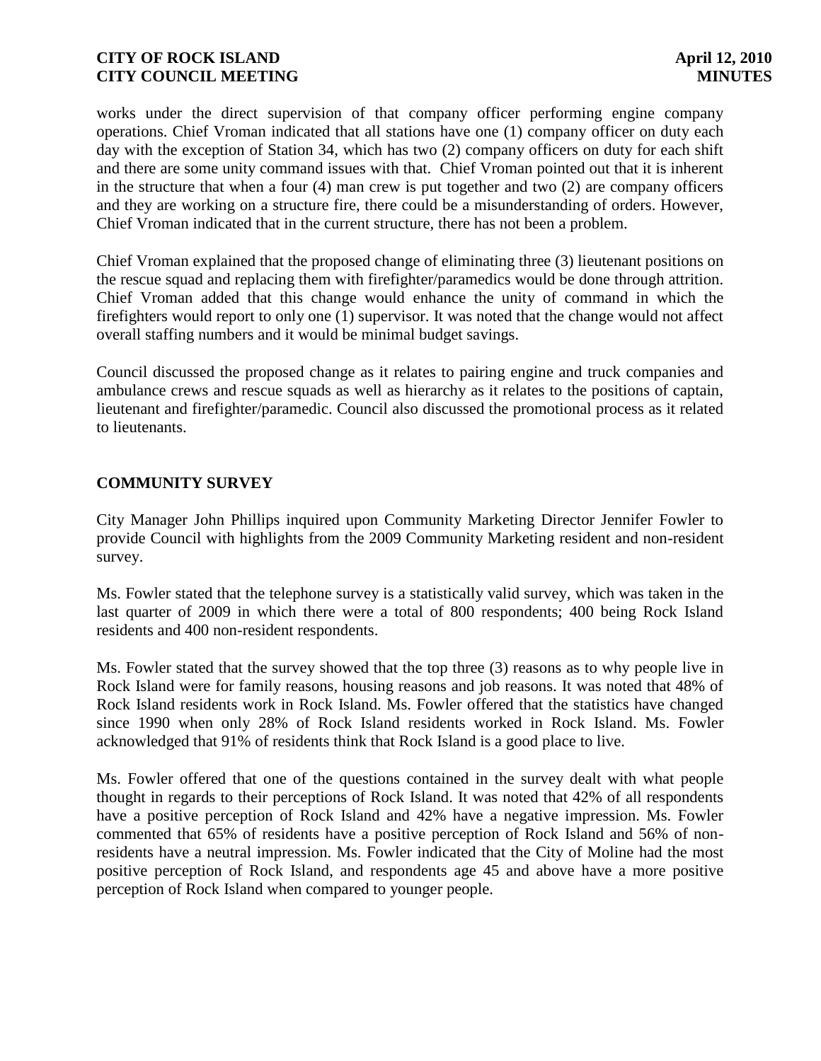works under the direct supervision of that company officer performing engine company operations. Chief Vroman indicated that all stations have one (1) company officer on duty each day with the exception of Station 34, which has two (2) company officers on duty for each shift and there are some unity command issues with that. Chief Vroman pointed out that it is inherent in the structure that when a four (4) man crew is put together and two (2) are company officers and they are working on a structure fire, there could be a misunderstanding of orders. However, Chief Vroman indicated that in the current structure, there has not been a problem.

Chief Vroman explained that the proposed change of eliminating three (3) lieutenant positions on the rescue squad and replacing them with firefighter/paramedics would be done through attrition. Chief Vroman added that this change would enhance the unity of command in which the firefighters would report to only one (1) supervisor. It was noted that the change would not affect overall staffing numbers and it would be minimal budget savings.

Council discussed the proposed change as it relates to pairing engine and truck companies and ambulance crews and rescue squads as well as hierarchy as it relates to the positions of captain, lieutenant and firefighter/paramedic. Council also discussed the promotional process as it related to lieutenants.

## COMMUNITY SURVEY

City Manager John Phillips inquired upon Community Marketing Director Jennifer Fowler to provide Council with highlights from the 2009 Community Marketing resident and non-resident survey.

Ms. Fowler stated that the telephone survey is a statistically valid survey, which was taken in the last quarter of 2009 in which there were a total of 800 respondents; 400 being Rock Island residents and 400 non-resident respondents.

Ms. Fowler stated that the survey showed that the top three (3) reasons as to why people live in Rock Island were for family reasons, housing reasons and job reasons. It was noted that 48% of Rock Island residents work in Rock Island. Ms. Fowler offered that the statistics have changed since 1990 when only 28% of Rock Island residents worked in Rock Island. Ms. Fowler acknowledged that 91% of residents think that Rock Island is a good place to live.

Ms. Fowler offered that one of the questions contained in the survey dealt with what people thought in regards to their perceptions of Rock Island. It was noted that 42% of all respondents have a positive perception of Rock Island and 42% have a negative impression. Ms. Fowler commented that 65% of residents have a positive perception of Rock Island and 56% of non-residents have a neutral impression. Ms. Fowler indicated that the City of Moline had the most positive perception of Rock Island, and respondents age 45 and above have a more positive perception of Rock Island when compared to younger people.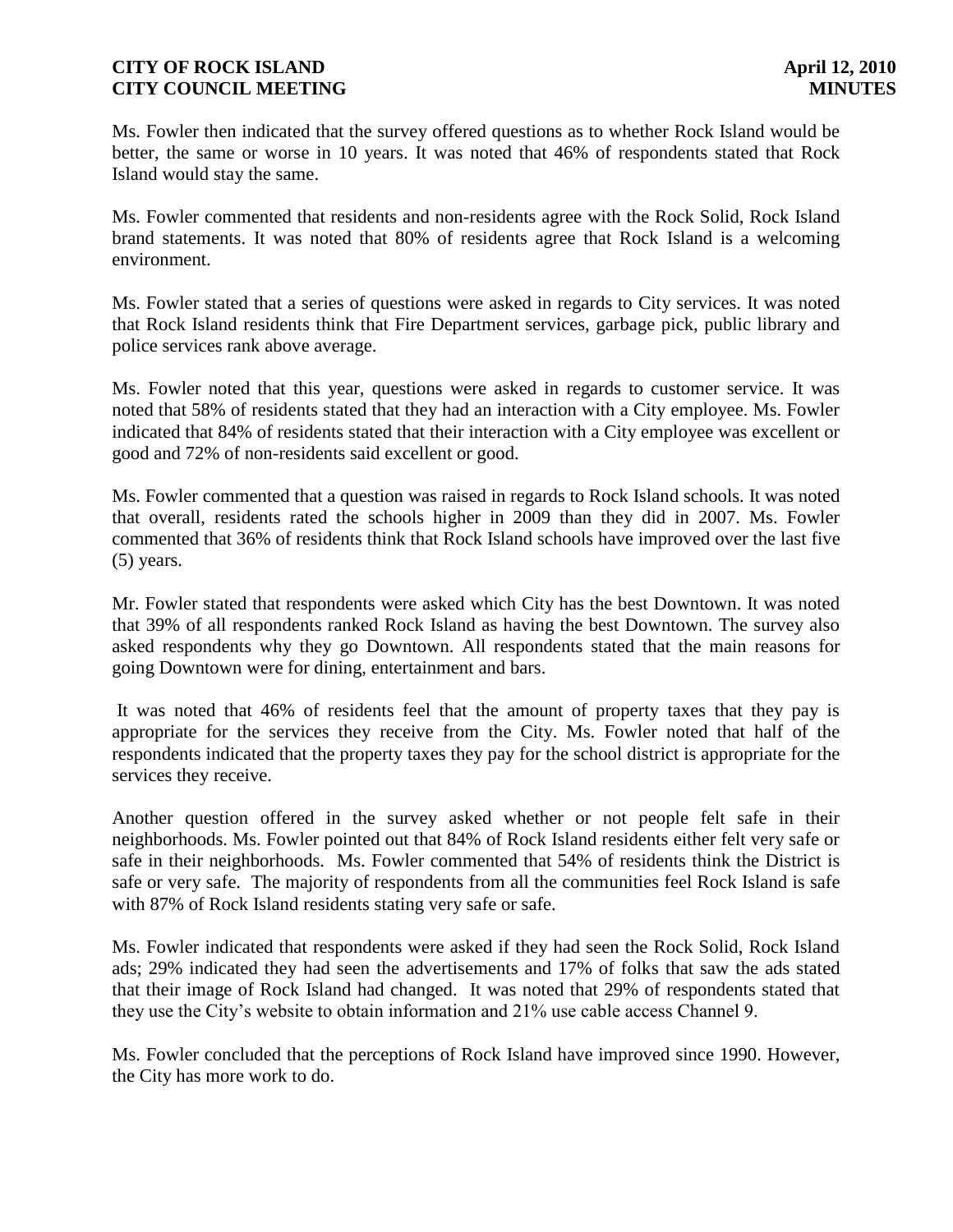Ms. Fowler then indicated that the survey offered questions as to whether Rock Island would be better, the same or worse in 10 years. It was noted that 46% of respondents stated that Rock Island would stay the same.

Ms. Fowler commented that residents and non-residents agree with the Rock Solid, Rock Island brand statements. It was noted that 80% of residents agree that Rock Island is a welcoming environment.

Ms. Fowler stated that a series of questions were asked in regards to City services. It was noted that Rock Island residents think that Fire Department services, garbage pick, public library and police services rank above average.

Ms. Fowler noted that this year, questions were asked in regards to customer service. It was noted that 58% of residents stated that they had an interaction with a City employee. Ms. Fowler indicated that 84% of residents stated that their interaction with a City employee was excellent or good and 72% of non-residents said excellent or good.

Ms. Fowler commented that a question was raised in regards to Rock Island schools. It was noted that overall, residents rated the schools higher in 2009 than they did in 2007. Ms. Fowler commented that 36% of residents think that Rock Island schools have improved over the last five (5) years.

Mr. Fowler stated that respondents were asked which City has the best Downtown. It was noted that 39% of all respondents ranked Rock Island as having the best Downtown. The survey also asked respondents why they go Downtown. All respondents stated that the main reasons for going Downtown were for dining, entertainment and bars.

It was noted that 46% of residents feel that the amount of property taxes that they pay is appropriate for the services they receive from the City. Ms. Fowler noted that half of the respondents indicated that the property taxes they pay for the school district is appropriate for the services they receive.

Another question offered in the survey asked whether or not people felt safe in their neighborhoods. Ms. Fowler pointed out that 84% of Rock Island residents either felt very safe or safe in their neighborhoods. Ms. Fowler commented that 54% of residents think the District is safe or very safe. The majority of respondents from all the communities feel Rock Island is safe with 87% of Rock Island residents stating very safe or safe.

Ms. Fowler indicated that respondents were asked if they had seen the Rock Solid, Rock Island ads; 29% indicated they had seen the advertisements and 17% of folks that saw the ads stated that their image of Rock Island had changed. It was noted that 29% of respondents stated that they use the City's website to obtain information and 21% use cable access Channel 9.

Ms. Fowler concluded that the perceptions of Rock Island have improved since 1990. However, the City has more work to do.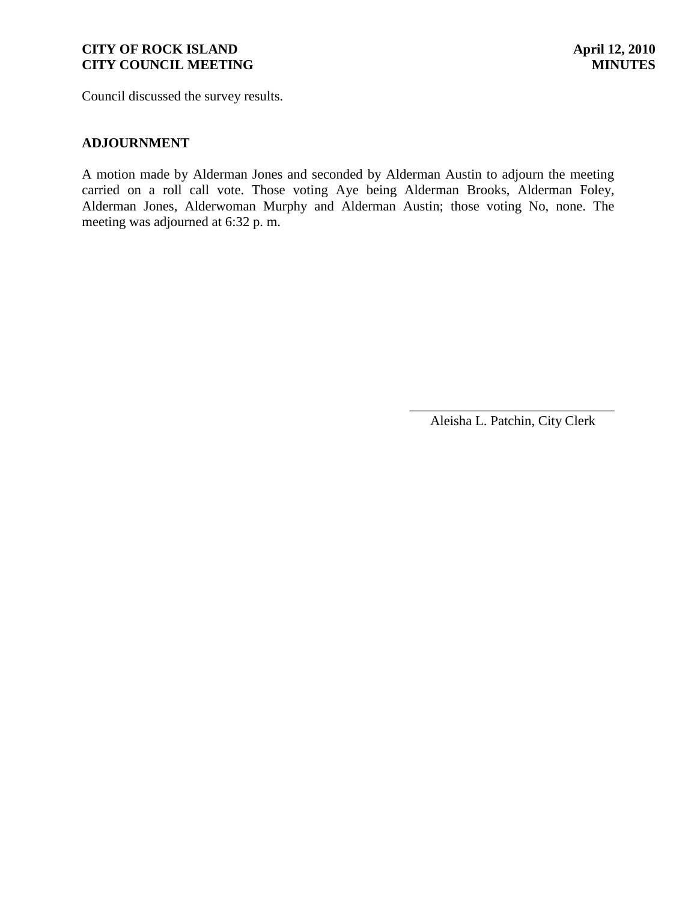Council discussed the survey results.

## ADJOURNMENT

A motion made by Alderman Jones and seconded by Alderman Austin to adjourn the meeting carried on a roll call vote. Those voting Aye being Alderman Brooks, Alderman Foley, Alderman Jones, Alderwoman Murphy and Alderman Austin; those voting No, none. The meeting was adjourned at 6:32 p. m.

______________________________

Aleisha L. Patchin, City Clerk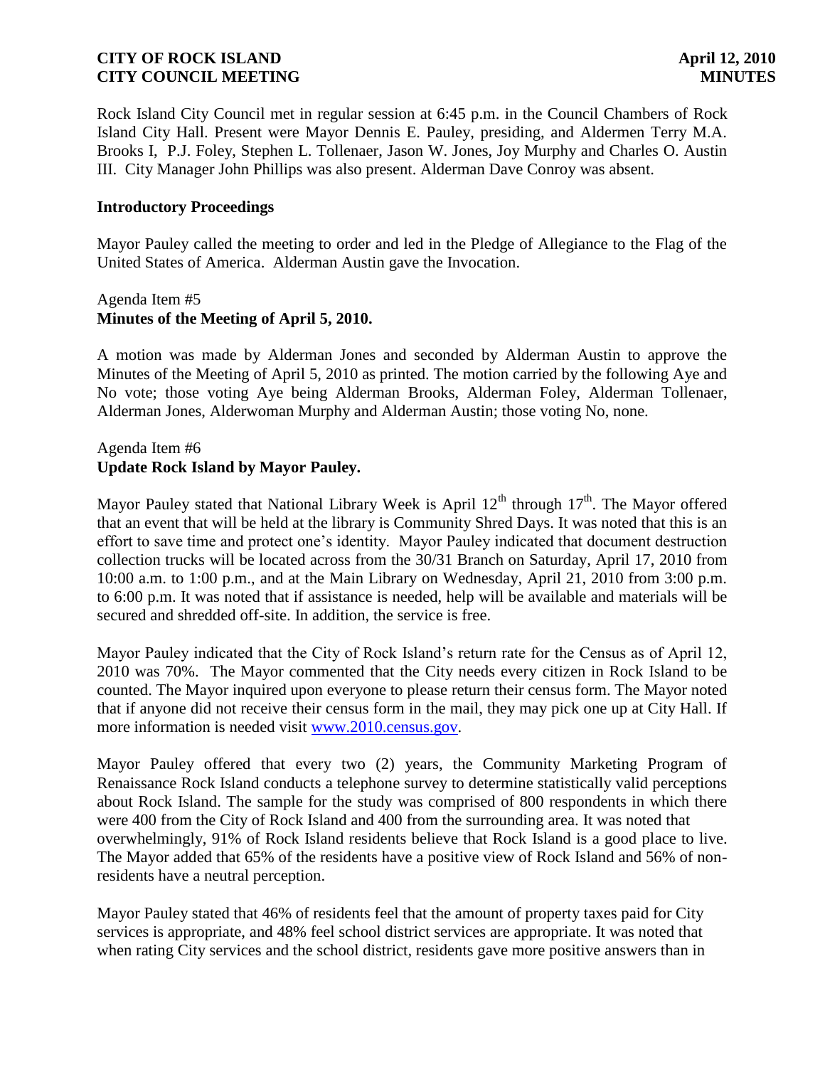Rock Island City Council met in regular session at 6:45 p.m. in the Council Chambers of Rock Island City Hall. Present were Mayor Dennis E. Pauley, presiding, and Aldermen Terry M.A. Brooks I, P.J. Foley, Stephen L. Tollenaer, Jason W. Jones, Joy Murphy and Charles O. Austin III. City Manager John Phillips was also present. Alderman Dave Conroy was absent.

### Introductory Proceedings

Mayor Pauley called the meeting to order and led in the Pledge of Allegiance to the Flag of the United States of America. Alderman Austin gave the Invocation.

Agenda Item #5
**Minutes of the Meeting of April 5, 2010.**

A motion was made by Alderman Jones and seconded by Alderman Austin to approve the Minutes of the Meeting of April 5, 2010 as printed. The motion carried by the following Aye and No vote; those voting Aye being Alderman Brooks, Alderman Foley, Alderman Tollenaer, Alderman Jones, Alderwoman Murphy and Alderman Austin; those voting No, none.

Agenda Item #6
**Update Rock Island by Mayor Pauley.**

Mayor Pauley stated that National Library Week is April 12th through 17th. The Mayor offered that an event that will be held at the library is Community Shred Days. It was noted that this is an effort to save time and protect one's identity. Mayor Pauley indicated that document destruction collection trucks will be located across from the 30/31 Branch on Saturday, April 17, 2010 from 10:00 a.m. to 1:00 p.m., and at the Main Library on Wednesday, April 21, 2010 from 3:00 p.m. to 6:00 p.m. It was noted that if assistance is needed, help will be available and materials will be secured and shredded off-site. In addition, the service is free.

Mayor Pauley indicated that the City of Rock Island's return rate for the Census as of April 12, 2010 was 70%. The Mayor commented that the City needs every citizen in Rock Island to be counted. The Mayor inquired upon everyone to please return their census form. The Mayor noted that if anyone did not receive their census form in the mail, they may pick one up at City Hall. If more information is needed visit www.2010.census.gov.

Mayor Pauley offered that every two (2) years, the Community Marketing Program of Renaissance Rock Island conducts a telephone survey to determine statistically valid perceptions about Rock Island. The sample for the study was comprised of 800 respondents in which there were 400 from the City of Rock Island and 400 from the surrounding area. It was noted that overwhelmingly, 91% of Rock Island residents believe that Rock Island is a good place to live. The Mayor added that 65% of the residents have a positive view of Rock Island and 56% of non-residents have a neutral perception.

Mayor Pauley stated that 46% of residents feel that the amount of property taxes paid for City services is appropriate, and 48% feel school district services are appropriate. It was noted that when rating City services and the school district, residents gave more positive answers than in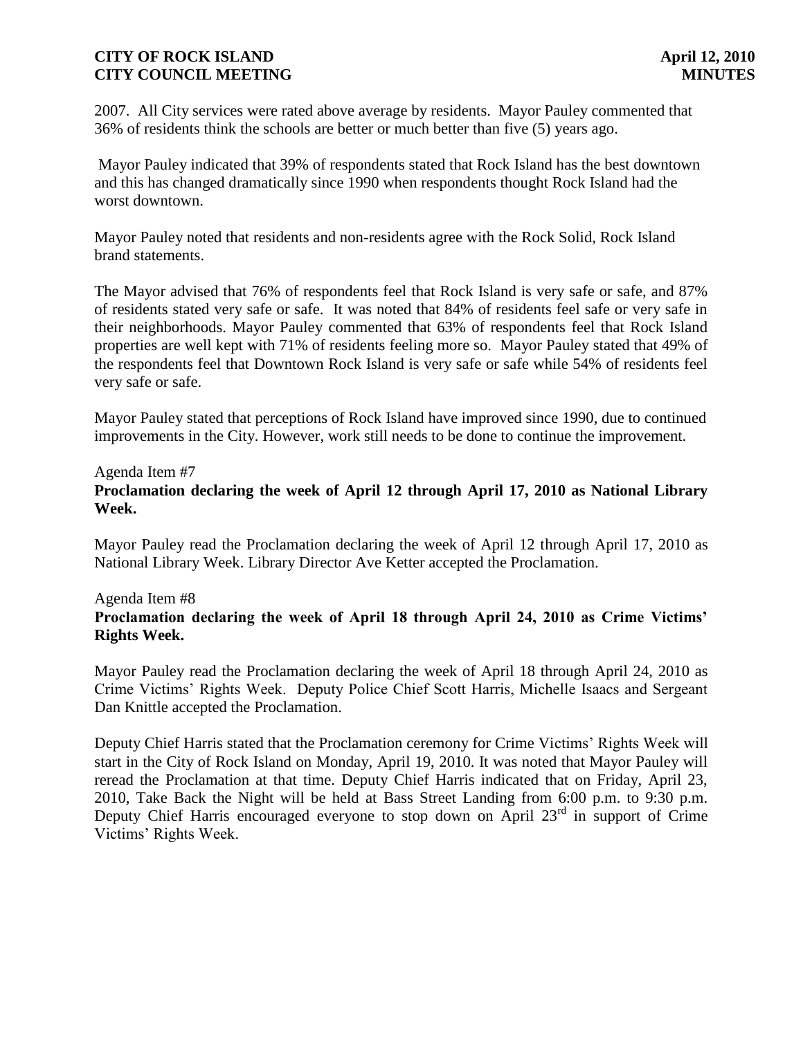2007. All City services were rated above average by residents. Mayor Pauley commented that 36% of residents think the schools are better or much better than five (5) years ago.

Mayor Pauley indicated that 39% of respondents stated that Rock Island has the best downtown and this has changed dramatically since 1990 when respondents thought Rock Island had the worst downtown.

Mayor Pauley noted that residents and non-residents agree with the Rock Solid, Rock Island brand statements.

The Mayor advised that 76% of respondents feel that Rock Island is very safe or safe, and 87% of residents stated very safe or safe. It was noted that 84% of residents feel safe or very safe in their neighborhoods. Mayor Pauley commented that 63% of respondents feel that Rock Island properties are well kept with 71% of residents feeling more so. Mayor Pauley stated that 49% of the respondents feel that Downtown Rock Island is very safe or safe while 54% of residents feel very safe or safe.

Mayor Pauley stated that perceptions of Rock Island have improved since 1990, due to continued improvements in the City. However, work still needs to be done to continue the improvement.

Agenda Item #7

**Proclamation declaring the week of April 12 through April 17, 2010 as National Library Week.**

Mayor Pauley read the Proclamation declaring the week of April 12 through April 17, 2010 as National Library Week. Library Director Ave Ketter accepted the Proclamation.

Agenda Item #8

**Proclamation declaring the week of April 18 through April 24, 2010 as Crime Victims' Rights Week.**

Mayor Pauley read the Proclamation declaring the week of April 18 through April 24, 2010 as Crime Victims' Rights Week. Deputy Police Chief Scott Harris, Michelle Isaacs and Sergeant Dan Knittle accepted the Proclamation.

Deputy Chief Harris stated that the Proclamation ceremony for Crime Victims' Rights Week will start in the City of Rock Island on Monday, April 19, 2010. It was noted that Mayor Pauley will reread the Proclamation at that time. Deputy Chief Harris indicated that on Friday, April 23, 2010, Take Back the Night will be held at Bass Street Landing from 6:00 p.m. to 9:30 p.m. Deputy Chief Harris encouraged everyone to stop down on April 23rd in support of Crime Victims' Rights Week.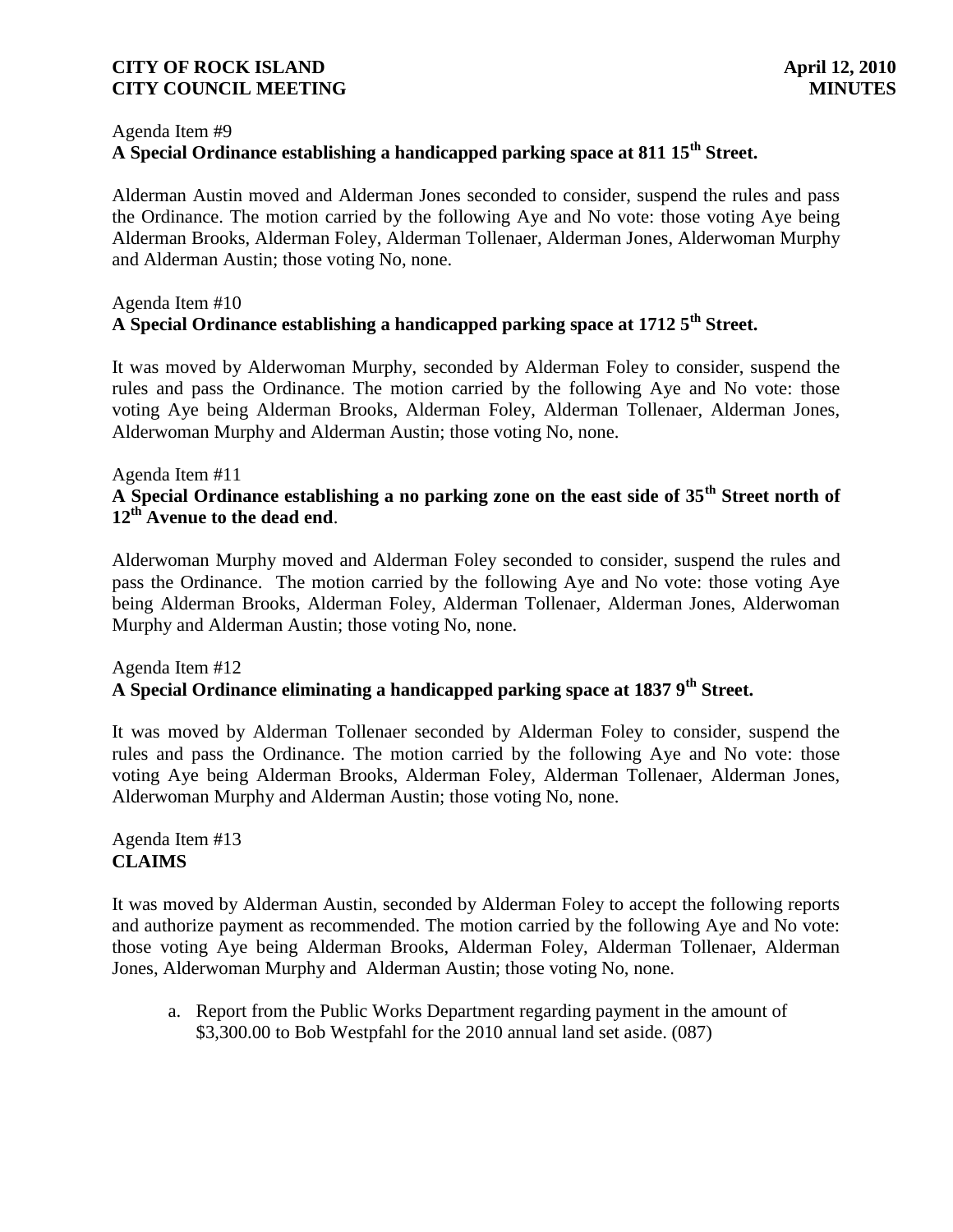Agenda Item #9
**A Special Ordinance establishing a handicapped parking space at 811 15th Street.**

Alderman Austin moved and Alderman Jones seconded to consider, suspend the rules and pass the Ordinance. The motion carried by the following Aye and No vote: those voting Aye being Alderman Brooks, Alderman Foley, Alderman Tollenaer, Alderman Jones, Alderwoman Murphy and Alderman Austin; those voting No, none.

Agenda Item #10
**A Special Ordinance establishing a handicapped parking space at 1712 5th Street.**

It was moved by Alderwoman Murphy, seconded by Alderman Foley to consider, suspend the rules and pass the Ordinance. The motion carried by the following Aye and No vote: those voting Aye being Alderman Brooks, Alderman Foley, Alderman Tollenaer, Alderman Jones, Alderwoman Murphy and Alderman Austin; those voting No, none.

Agenda Item #11
**A Special Ordinance establishing a no parking zone on the east side of 35th Street north of 12th Avenue to the dead end**.

Alderwoman Murphy moved and Alderman Foley seconded to consider, suspend the rules and pass the Ordinance. The motion carried by the following Aye and No vote: those voting Aye being Alderman Brooks, Alderman Foley, Alderman Tollenaer, Alderman Jones, Alderwoman Murphy and Alderman Austin; those voting No, none.

Agenda Item #12
**A Special Ordinance eliminating a handicapped parking space at 1837 9th Street.**

It was moved by Alderman Tollenaer seconded by Alderman Foley to consider, suspend the rules and pass the Ordinance. The motion carried by the following Aye and No vote: those voting Aye being Alderman Brooks, Alderman Foley, Alderman Tollenaer, Alderman Jones, Alderwoman Murphy and Alderman Austin; those voting No, none.

Agenda Item #13
**CLAIMS**

It was moved by Alderman Austin, seconded by Alderman Foley to accept the following reports and authorize payment as recommended. The motion carried by the following Aye and No vote: those voting Aye being Alderman Brooks, Alderman Foley, Alderman Tollenaer, Alderman Jones, Alderwoman Murphy and Alderman Austin; those voting No, none.

a. Report from the Public Works Department regarding payment in the amount of $3,300.00 to Bob Westpfahl for the 2010 annual land set aside. (087)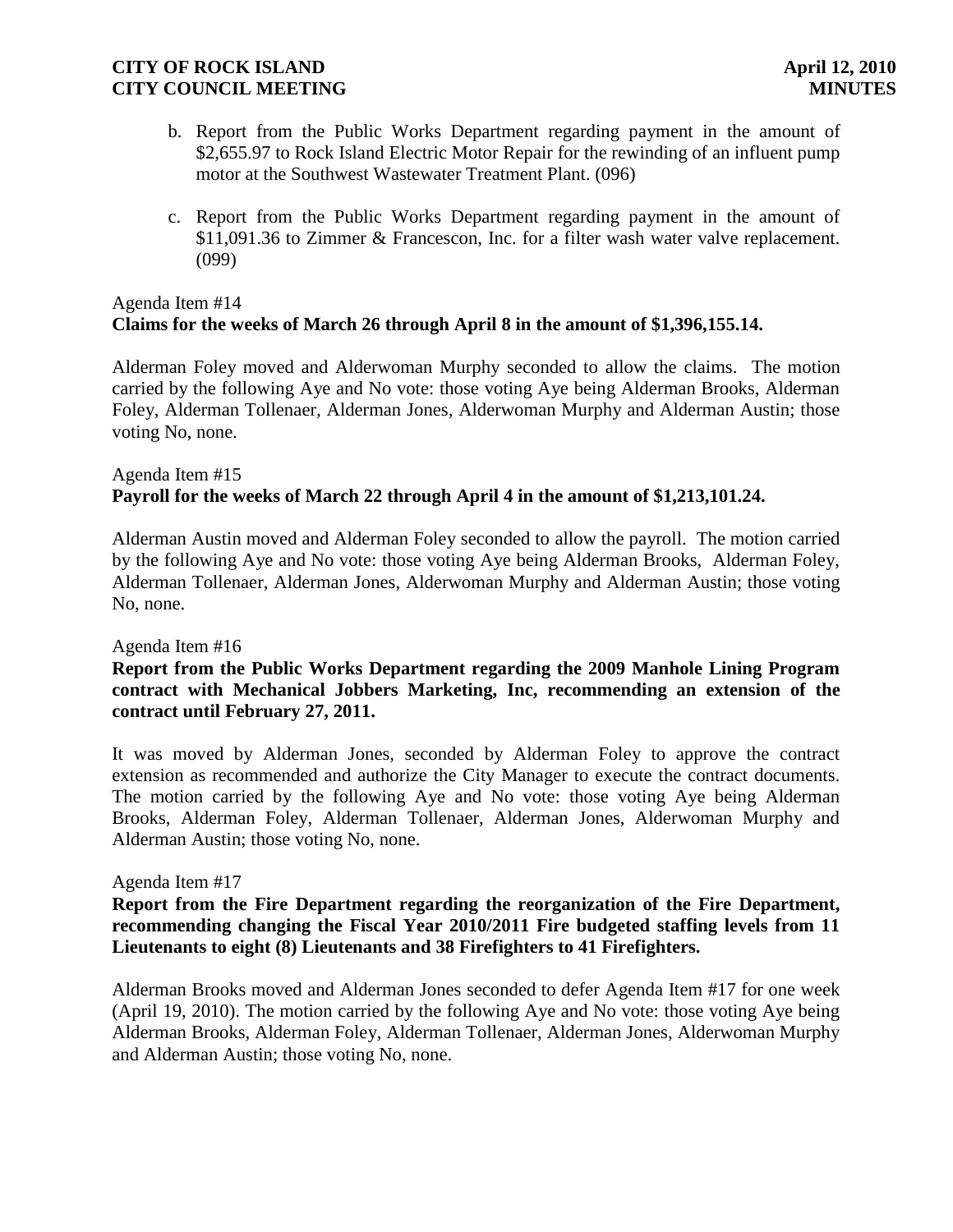b. Report from the Public Works Department regarding payment in the amount of $2,655.97 to Rock Island Electric Motor Repair for the rewinding of an influent pump motor at the Southwest Wastewater Treatment Plant. (096)

c. Report from the Public Works Department regarding payment in the amount of $11,091.36 to Zimmer & Francescon, Inc. for a filter wash water valve replacement. (099)

Agenda Item #14
**Claims for the weeks of March 26 through April 8 in the amount of $1,396,155.14.**

Alderman Foley moved and Alderwoman Murphy seconded to allow the claims. The motion carried by the following Aye and No vote: those voting Aye being Alderman Brooks, Alderman Foley, Alderman Tollenaer, Alderman Jones, Alderwoman Murphy and Alderman Austin; those voting No, none.

Agenda Item #15
**Payroll for the weeks of March 22 through April 4 in the amount of $1,213,101.24.**

Alderman Austin moved and Alderman Foley seconded to allow the payroll. The motion carried by the following Aye and No vote: those voting Aye being Alderman Brooks, Alderman Foley, Alderman Tollenaer, Alderman Jones, Alderwoman Murphy and Alderman Austin; those voting No, none.

Agenda Item #16
**Report from the Public Works Department regarding the 2009 Manhole Lining Program contract with Mechanical Jobbers Marketing, Inc, recommending an extension of the contract until February 27, 2011.**

It was moved by Alderman Jones, seconded by Alderman Foley to approve the contract extension as recommended and authorize the City Manager to execute the contract documents. The motion carried by the following Aye and No vote: those voting Aye being Alderman Brooks, Alderman Foley, Alderman Tollenaer, Alderman Jones, Alderwoman Murphy and Alderman Austin; those voting No, none.

Agenda Item #17
**Report from the Fire Department regarding the reorganization of the Fire Department, recommending changing the Fiscal Year 2010/2011 Fire budgeted staffing levels from 11 Lieutenants to eight (8) Lieutenants and 38 Firefighters to 41 Firefighters.**

Alderman Brooks moved and Alderman Jones seconded to defer Agenda Item #17 for one week (April 19, 2010). The motion carried by the following Aye and No vote: those voting Aye being Alderman Brooks, Alderman Foley, Alderman Tollenaer, Alderman Jones, Alderwoman Murphy and Alderman Austin; those voting No, none.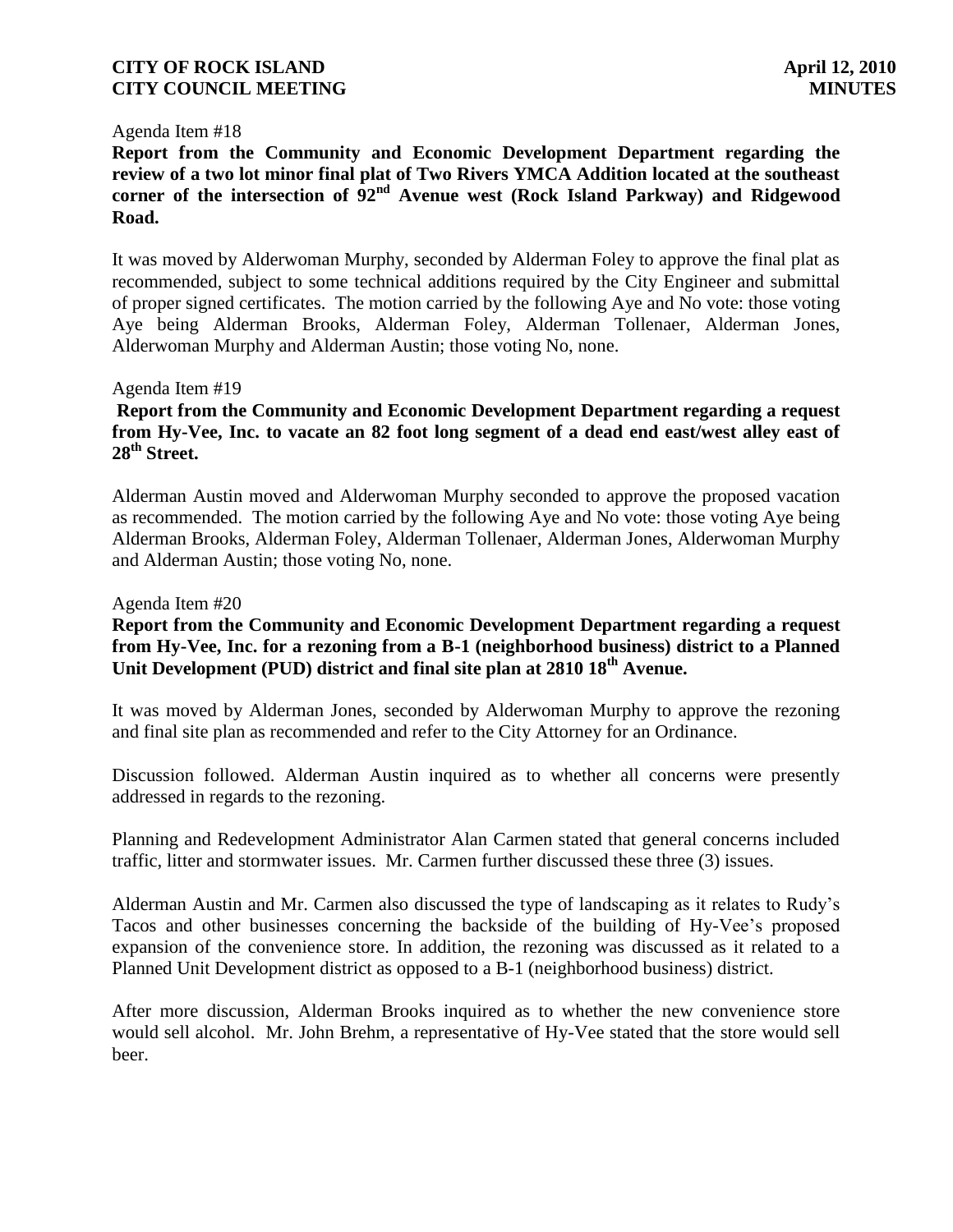Agenda Item #18

**Report from the Community and Economic Development Department regarding the review of a two lot minor final plat of Two Rivers YMCA Addition located at the southeast corner of the intersection of 92nd Avenue west (Rock Island Parkway) and Ridgewood Road.**

It was moved by Alderwoman Murphy, seconded by Alderman Foley to approve the final plat as recommended, subject to some technical additions required by the City Engineer and submittal of proper signed certificates. The motion carried by the following Aye and No vote: those voting Aye being Alderman Brooks, Alderman Foley, Alderman Tollenaer, Alderman Jones, Alderwoman Murphy and Alderman Austin; those voting No, none.

Agenda Item #19

**Report from the Community and Economic Development Department regarding a request from Hy-Vee, Inc. to vacate an 82 foot long segment of a dead end east/west alley east of 28th Street.**

Alderman Austin moved and Alderwoman Murphy seconded to approve the proposed vacation as recommended. The motion carried by the following Aye and No vote: those voting Aye being Alderman Brooks, Alderman Foley, Alderman Tollenaer, Alderman Jones, Alderwoman Murphy and Alderman Austin; those voting No, none.

Agenda Item #20

**Report from the Community and Economic Development Department regarding a request from Hy-Vee, Inc. for a rezoning from a B-1 (neighborhood business) district to a Planned Unit Development (PUD) district and final site plan at 2810 18th Avenue.**

It was moved by Alderman Jones, seconded by Alderwoman Murphy to approve the rezoning and final site plan as recommended and refer to the City Attorney for an Ordinance.

Discussion followed. Alderman Austin inquired as to whether all concerns were presently addressed in regards to the rezoning.

Planning and Redevelopment Administrator Alan Carmen stated that general concerns included traffic, litter and stormwater issues. Mr. Carmen further discussed these three (3) issues.

Alderman Austin and Mr. Carmen also discussed the type of landscaping as it relates to Rudy's Tacos and other businesses concerning the backside of the building of Hy-Vee's proposed expansion of the convenience store. In addition, the rezoning was discussed as it related to a Planned Unit Development district as opposed to a B-1 (neighborhood business) district.

After more discussion, Alderman Brooks inquired as to whether the new convenience store would sell alcohol. Mr. John Brehm, a representative of Hy-Vee stated that the store would sell beer.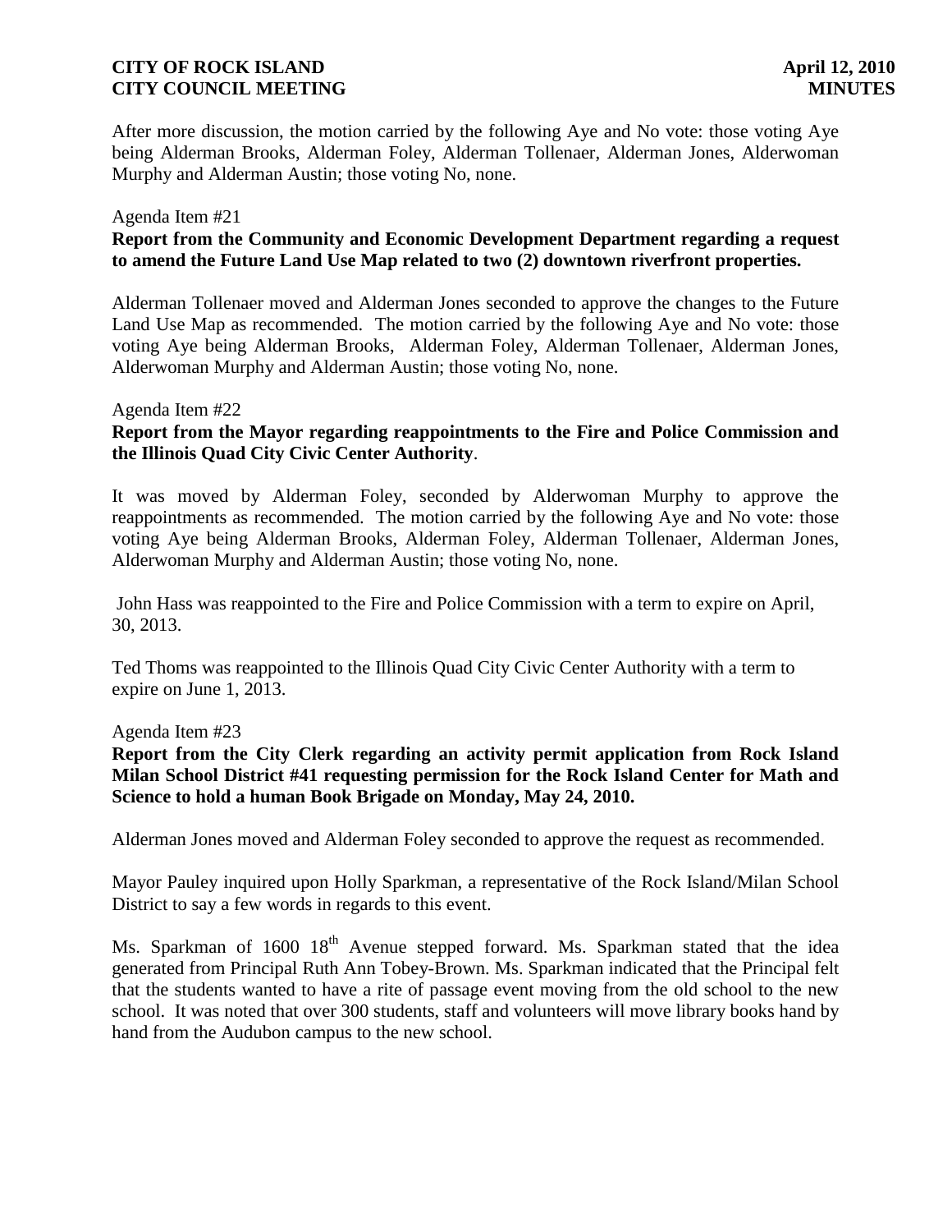After more discussion, the motion carried by the following Aye and No vote: those voting Aye being Alderman Brooks, Alderman Foley, Alderman Tollenaer, Alderman Jones, Alderwoman Murphy and Alderman Austin; those voting No, none.

Agenda Item #21

**Report from the Community and Economic Development Department regarding a request to amend the Future Land Use Map related to two (2) downtown riverfront properties.**

Alderman Tollenaer moved and Alderman Jones seconded to approve the changes to the Future Land Use Map as recommended. The motion carried by the following Aye and No vote: those voting Aye being Alderman Brooks, Alderman Foley, Alderman Tollenaer, Alderman Jones, Alderwoman Murphy and Alderman Austin; those voting No, none.

Agenda Item #22

**Report from the Mayor regarding reappointments to the Fire and Police Commission and the Illinois Quad City Civic Center Authority.**

It was moved by Alderman Foley, seconded by Alderwoman Murphy to approve the reappointments as recommended. The motion carried by the following Aye and No vote: those voting Aye being Alderman Brooks, Alderman Foley, Alderman Tollenaer, Alderman Jones, Alderwoman Murphy and Alderman Austin; those voting No, none.

John Hass was reappointed to the Fire and Police Commission with a term to expire on April, 30, 2013.

Ted Thoms was reappointed to the Illinois Quad City Civic Center Authority with a term to expire on June 1, 2013.

Agenda Item #23

**Report from the City Clerk regarding an activity permit application from Rock Island Milan School District #41 requesting permission for the Rock Island Center for Math and Science to hold a human Book Brigade on Monday, May 24, 2010.**

Alderman Jones moved and Alderman Foley seconded to approve the request as recommended.

Mayor Pauley inquired upon Holly Sparkman, a representative of the Rock Island/Milan School District to say a few words in regards to this event.

Ms. Sparkman of 1600 18th Avenue stepped forward. Ms. Sparkman stated that the idea generated from Principal Ruth Ann Tobey-Brown. Ms. Sparkman indicated that the Principal felt that the students wanted to have a rite of passage event moving from the old school to the new school. It was noted that over 300 students, staff and volunteers will move library books hand by hand from the Audubon campus to the new school.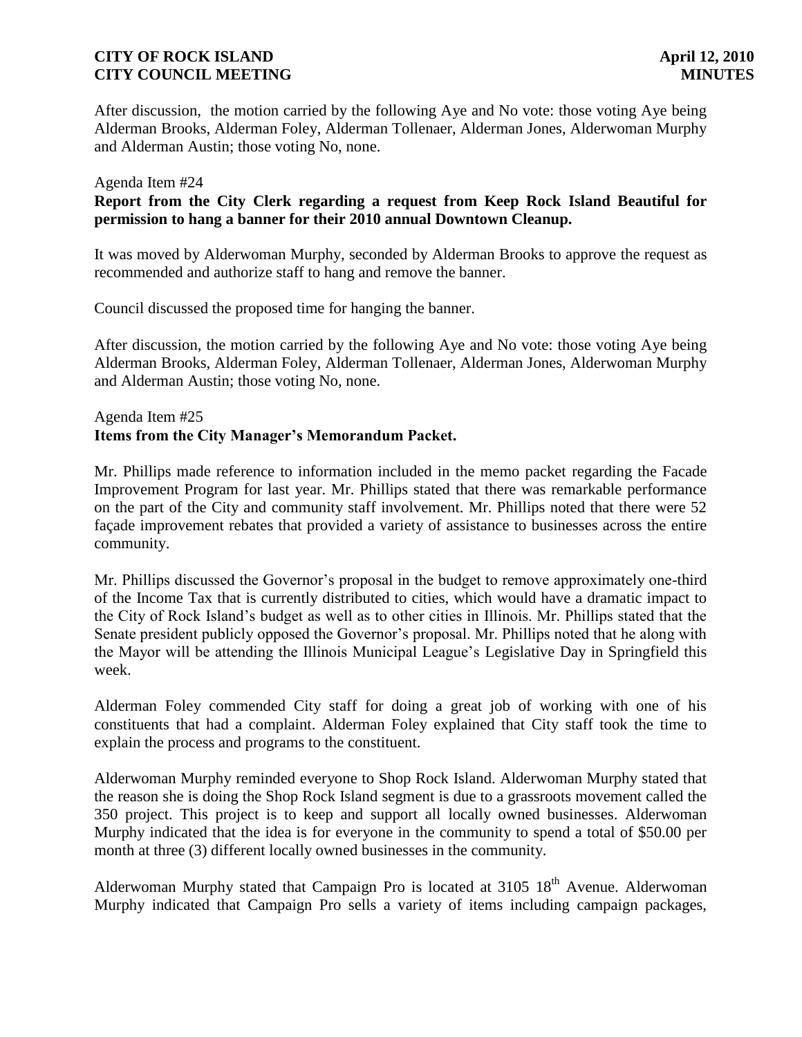After discussion, the motion carried by the following Aye and No vote: those voting Aye being Alderman Brooks, Alderman Foley, Alderman Tollenaer, Alderman Jones, Alderwoman Murphy and Alderman Austin; those voting No, none.

Agenda Item #24
**Report from the City Clerk regarding a request from Keep Rock Island Beautiful for permission to hang a banner for their 2010 annual Downtown Cleanup.**

It was moved by Alderwoman Murphy, seconded by Alderman Brooks to approve the request as recommended and authorize staff to hang and remove the banner.

Council discussed the proposed time for hanging the banner.

After discussion, the motion carried by the following Aye and No vote: those voting Aye being Alderman Brooks, Alderman Foley, Alderman Tollenaer, Alderman Jones, Alderwoman Murphy and Alderman Austin; those voting No, none.

Agenda Item #25
**Items from the City Manager's Memorandum Packet.**

Mr. Phillips made reference to information included in the memo packet regarding the Facade Improvement Program for last year. Mr. Phillips stated that there was remarkable performance on the part of the City and community staff involvement. Mr. Phillips noted that there were 52 façade improvement rebates that provided a variety of assistance to businesses across the entire community.

Mr. Phillips discussed the Governor's proposal in the budget to remove approximately one-third of the Income Tax that is currently distributed to cities, which would have a dramatic impact to the City of Rock Island's budget as well as to other cities in Illinois. Mr. Phillips stated that the Senate president publicly opposed the Governor's proposal. Mr. Phillips noted that he along with the Mayor will be attending the Illinois Municipal League's Legislative Day in Springfield this week.

Alderman Foley commended City staff for doing a great job of working with one of his constituents that had a complaint. Alderman Foley explained that City staff took the time to explain the process and programs to the constituent.

Alderwoman Murphy reminded everyone to Shop Rock Island. Alderwoman Murphy stated that the reason she is doing the Shop Rock Island segment is due to a grassroots movement called the 350 project. This project is to keep and support all locally owned businesses. Alderwoman Murphy indicated that the idea is for everyone in the community to spend a total of $50.00 per month at three (3) different locally owned businesses in the community.

Alderwoman Murphy stated that Campaign Pro is located at 3105 18th Avenue. Alderwoman Murphy indicated that Campaign Pro sells a variety of items including campaign packages,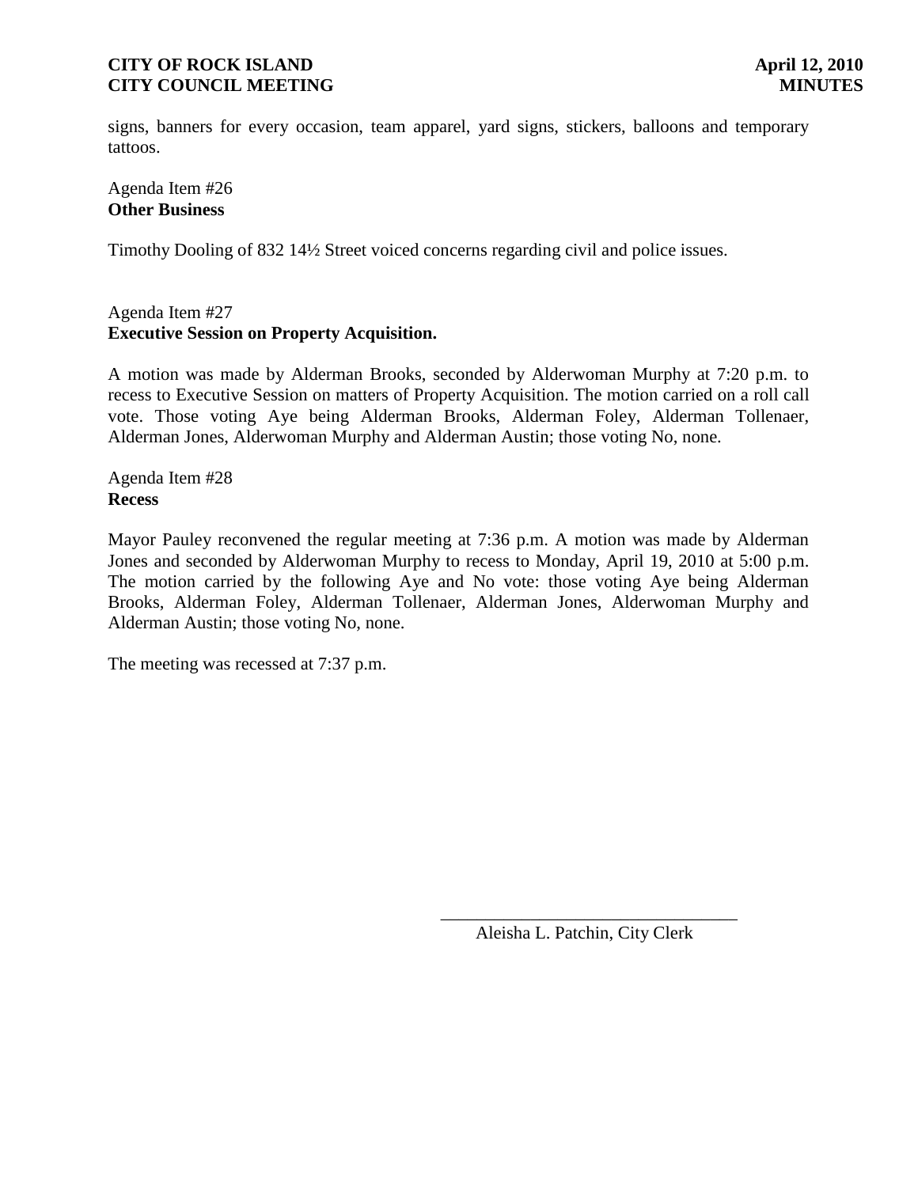signs, banners for every occasion, team apparel, yard signs, stickers, balloons and temporary tattoos.

Agenda Item #26
**Other Business**

Timothy Dooling of 832 14½ Street voiced concerns regarding civil and police issues.

Agenda Item #27
**Executive Session on Property Acquisition.**

A motion was made by Alderman Brooks, seconded by Alderwoman Murphy at 7:20 p.m. to recess to Executive Session on matters of Property Acquisition. The motion carried on a roll call vote. Those voting Aye being Alderman Brooks, Alderman Foley, Alderman Tollenaer, Alderman Jones, Alderwoman Murphy and Alderman Austin; those voting No, none.

Agenda Item #28
**Recess**

Mayor Pauley reconvened the regular meeting at 7:36 p.m. A motion was made by Alderman Jones and seconded by Alderwoman Murphy to recess to Monday, April 19, 2010 at 5:00 p.m. The motion carried by the following Aye and No vote: those voting Aye being Alderman Brooks, Alderman Foley, Alderman Tollenaer, Alderman Jones, Alderwoman Murphy and Alderman Austin; those voting No, none.

The meeting was recessed at 7:37 p.m.

\_\_\_\_\_\_\_\_\_\_\_\_\_\_\_\_\_\_\_\_\_\_\_\_\_\_\_\_\_\_\_\_\_\_\_\_
Aleisha L. Patchin, City Clerk